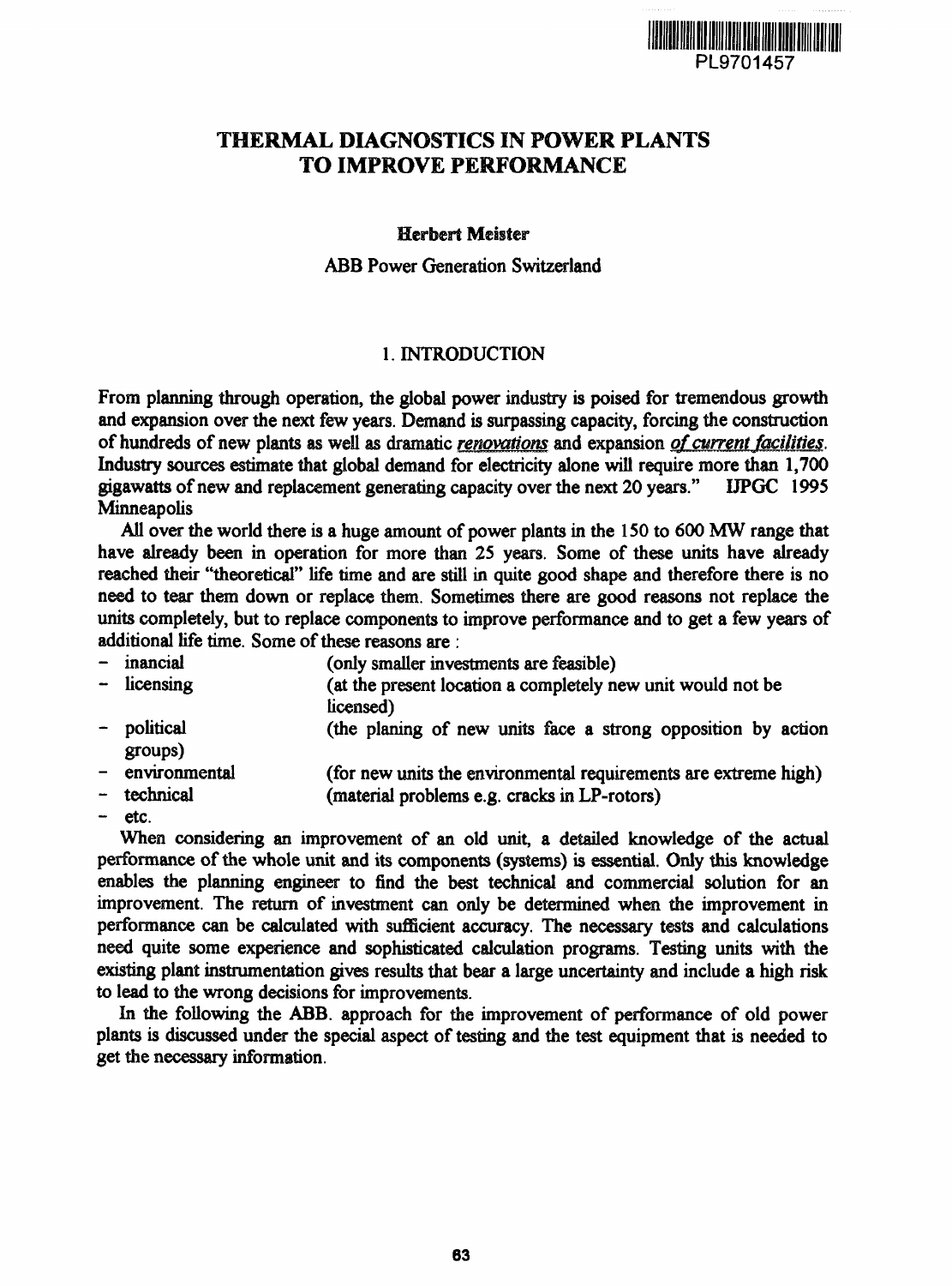PL9701457

# THERMAL DIAGNOSTICS IN POWER PLANTS TO IMPROVE PERFORMANCE

**Herbert Meister**

ABB Power Generation Switzerland

## 1. INTRODUCTION

From planning through operation, the global power industry is poised for tremendous growth and expansion over the next few years. Demand is surpassing capacity, forcing the construction of hundreds of new plants as well as dramatic *renovations* and expansion *of current facilities*. Industry sources estimate that global demand for electricity alone will require more than 1,700 gigawatts of new and replacement generating capacity over the next 20 years." IJPGC 1995 Minneapolis

All over the world there is a huge amount of power plants in the 150 to 600 MW range that have already been in operation for more than 25 years. Some of these units have already reached their "theoretical" life time and are still in quite good shape and therefore there is no need to tear them down or replace them. Sometimes there are good reasons not replace the units completely, but to replace components to improve performance and to get a few years of additional life time. Some of these reasons are :

- inancial (only smaller investments are feasible)
- licensing (at the present location a completely new unit would not be licensed)
- political (the planing of new units face a strong opposition by action groups)
- environmental (for new units the environmental requirements are extreme high)
- technical (material problems e.g. cracks in LP-rotors)
- etc.

When considering an improvement of an old unit, a detailed knowledge of the actual performance of the whole unit and its components (systems) is essential. Only this knowledge enables the planning engineer to find the best technical and commercial solution for an improvement. The return of investment can only be determined when the improvement in performance can be calculated with sufficient accuracy. The necessary tests and calculations need quite some experience and sophisticated calculation programs. Testing units with the existing plant instrumentation gives results that bear a large uncertainty and include a high risk to lead to the wrong decisions for improvements.

In the following the ABB. approach for the improvement of performance of old power plants is discussed under the special aspect of testing and the test equipment that is needed to get the necessary information.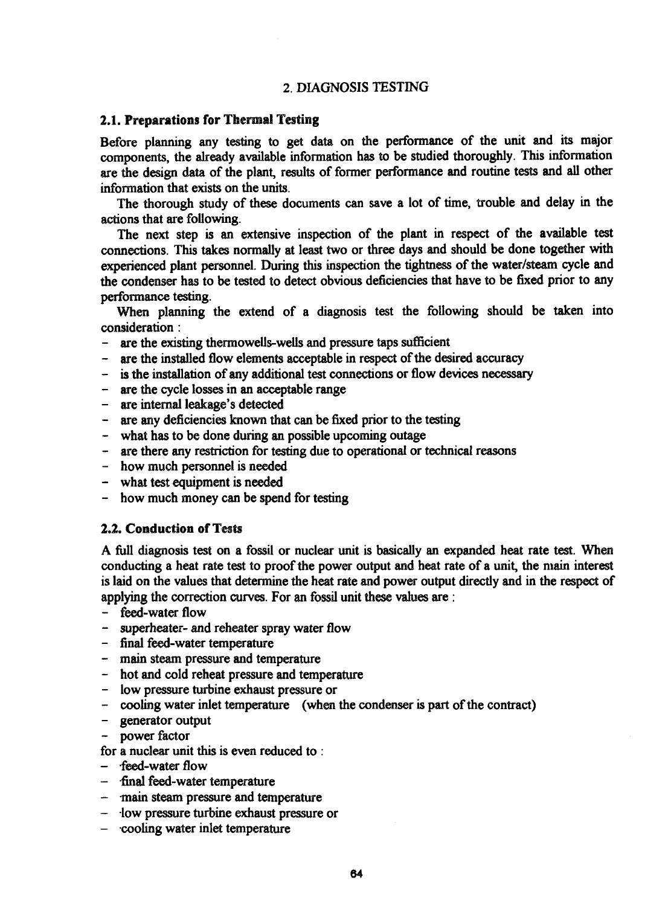## 2. DIAGNOSIS TESTING

### 2.1. Preparations for Thermal Testing

Before planning any testing to get data on the performance of the unit and its major components, the already available information has to be studied thoroughly. This information are the design data of the plant, results of former performance and routine tests and all other information that exists on the units.

The thorough study of these documents can save a lot of time, trouble and delay in the actions that are following.

The next step is an extensive inspection of the plant in respect of the available test connections. This takes normally at least two or three days and should be done together with experienced plant personnel. During this inspection the tightness of the water/steam cycle and the condenser has to be tested to detect obvious deficiencies that have to be fixed prior to any performance testing.

When planning the extend of a diagnosis test the following should be taken into consideration :

- are the existing thermowells-wells and pressure taps sufficient
- are the installed flow elements acceptable in respect of the desired accuracy
- is the installation of any additional test connections or flow devices necessary
- are the cycle losses in an acceptable range
- are internal leakage's detected
- are any deficiencies known that can be fixed prior to the testing
- what has to be done during an possible upcoming outage
- are there any restriction for testing due to operational or technical reasons
- how much personnel is needed
- what test equipment is needed
- how much money can be spend for testing

### 2.2. Conduction of Tests

A full diagnosis test on a fossil or nuclear unit is basically an expanded heat rate test. When conducting a heat rate test to proof the power output and heat rate of a unit, the main interest is laid on the values that determine the heat rate and power output directly and in the respect of applying the correction curves. For an fossil unit these values are :

- feed-water flow
- superheater- and reheater spray water flow
- final feed-water temperature
- main steam pressure and temperature
- hot and cold reheat pressure and temperature
- low pressure turbine exhaust pressure or
- cooling water inlet temperature (when the condenser is part of the contract)
- generator output
- power factor

for a nuclear unit this is even reduced to :

- feed-water flow
- final feed-water temperature
- main steam pressure and temperature
- low pressure turbine exhaust pressure or
- cooling water inlet temperature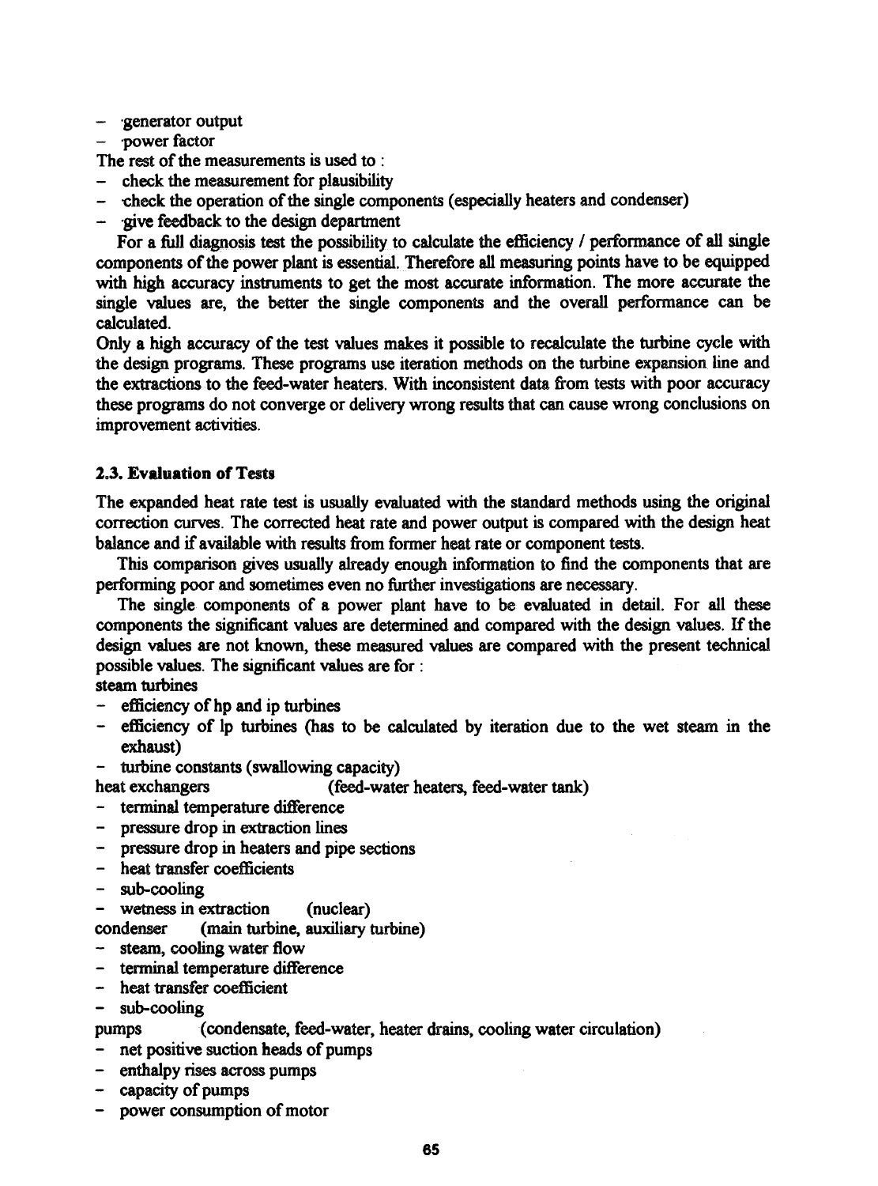- generator output
- power factor

The rest of the measurements is used to :

- check the measurement for plausibility
- check the operation of the single components (especially heaters and condenser)
- give feedback to the design department

For a full diagnosis test the possibility to calculate the efficiency / performance of all single components of the power plant is essential. Therefore all measuring points have to be equipped with high accuracy instruments to get the most accurate information. The more accurate the single values are, the better the single components and the overall performance can be calculated.

Only a high accuracy of the test values makes it possible to recalculate the turbine cycle with the design programs. These programs use iteration methods on the turbine expansion line and the extractions to the feed-water heaters. With inconsistent data from tests with poor accuracy these programs do not converge or delivery wrong results that can cause wrong conclusions on improvement activities.

### 2.3. Evaluation of Tests

The expanded heat rate test is usually evaluated with the standard methods using the original correction curves. The corrected heat rate and power output is compared with the design heat balance and if available with results from former heat rate or component tests.

This comparison gives usually already enough information to find the components that are performing poor and sometimes even no further investigations are necessary.

The single components of a power plant have to be evaluated in detail. For all these components the significant values are determined and compared with the design values. If the design values are not known, these measured values are compared with the present technical possible values. The significant values are for :

steam turbines

- efficiency of hp and ip turbines
- efficiency of lp turbines (has to be calculated by iteration due to the wet steam in the exhaust)
- turbine constants (swallowing capacity)

heat exchangers (feed-water heaters, feed-water tank)

- terminal temperature difference
- pressure drop in extraction lines
- pressure drop in heaters and pipe sections
- heat transfer coefficients
- sub-cooling
- wetness in extraction (nuclear)

condenser (main turbine, auxiliary turbine)

- steam, cooling water flow
- terminal temperature difference
- heat transfer coefficient
- sub-cooling

pumps (condensate, feed-water, heater drains, cooling water circulation)

- net positive suction heads of pumps
- enthalpy rises across pumps
- capacity of pumps
- power consumption of motor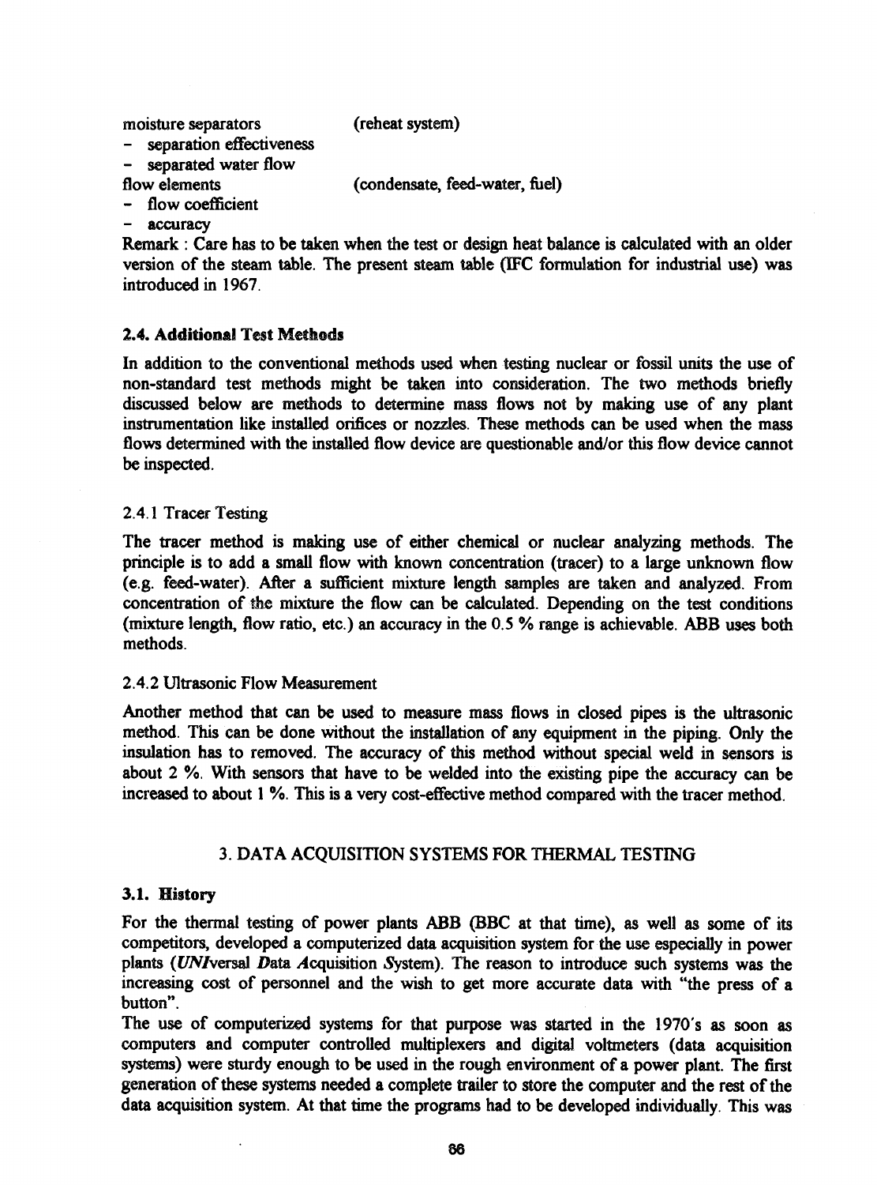moisture separators (reheat system)

- separation effectiveness
- separated water flow

flow elements (condensate, feed-water, fuel)

- flow coefficient
- accuracy

Remark : Care has to be taken when the test or design heat balance is calculated with an older version of the steam table. The present steam table (IFC formulation for industrial use) was introduced in 1967.

### 2.4. Additional Test Methods

In addition to the conventional methods used when testing nuclear or fossil units the use of non-standard test methods might be taken into consideration. The two methods briefly discussed below are methods to determine mass flows not by making use of any plant instrumentation like installed orifices or nozzles. These methods can be used when the mass flows determined with the installed flow device are questionable and/or this flow device cannot be inspected.

#### 2.4.1 Tracer Testing

The tracer method is making use of either chemical or nuclear analyzing methods. The principle is to add a small flow with known concentration (tracer) to a large unknown flow (e.g. feed-water). After a sufficient mixture length samples are taken and analyzed. From concentration of the mixture the flow can be calculated. Depending on the test conditions (mixture length, flow ratio, etc.) an accuracy in the 0.5 % range is achievable. ABB uses both methods.

#### 2.4.2 Ultrasonic Flow Measurement

Another method that can be used to measure mass flows in closed pipes is the ultrasonic method. This can be done without the installation of any equipment in the piping. Only the insulation has to removed. The accuracy of this method without special weld in sensors is about 2 %. With sensors that have to be welded into the existing pipe the accuracy can be increased to about 1 %. This is a very cost-effective method compared with the tracer method.

## 3. DATA ACQUISITION SYSTEMS FOR THERMAL TESTING

### 3.1. History

For the thermal testing of power plants ABB (BBC at that time), as well as some of its competitors, developed a computerized data acquisition system for the use especially in power plants (*UNI*versal *D*ata *A*cquisition *S*ystem). The reason to introduce such systems was the increasing cost of personnel and the wish to get more accurate data with "the press of a button".

The use of computerized systems for that purpose was started in the 1970's as soon as computers and computer controlled multiplexers and digital voltmeters (data acquisition systems) were sturdy enough to be used in the rough environment of a power plant. The first generation of these systems needed a complete trailer to store the computer and the rest of the data acquisition system. At that time the programs had to be developed individually. This was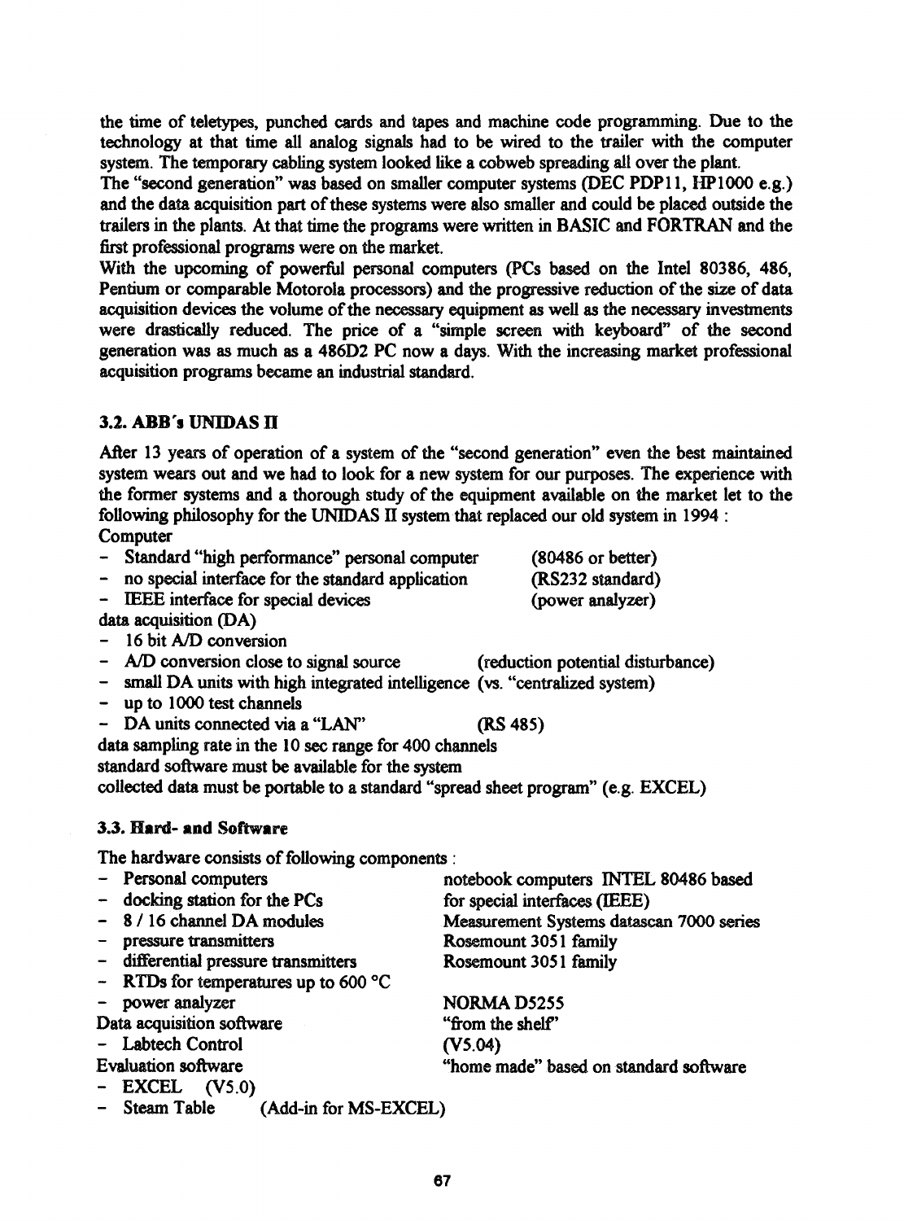the time of teletypes, punched cards and tapes and machine code programming. Due to the technology at that time all analog signals had to be wired to the trailer with the computer system. The temporary cabling system looked like a cobweb spreading all over the plant.
The "second generation" was based on smaller computer systems (DEC PDP11, HP1000 e.g.) and the data acquisition part of these systems were also smaller and could be placed outside the trailers in the plants. At that time the programs were written in BASIC and FORTRAN and the first professional programs were on the market.
With the upcoming of powerful personal computers (PCs based on the Intel 80386, 486, Pentium or comparable Motorola processors) and the progressive reduction of the size of data acquisition devices the volume of the necessary equipment as well as the necessary investments were drastically reduced. The price of a "simple screen with keyboard" of the second generation was as much as a 486D2 PC now a days. With the increasing market professional acquisition programs became an industrial standard.

### 3.2. ABB's UNIDAS II

After 13 years of operation of a system of the "second generation" even the best maintained system wears out and we had to look for a new system for our purposes. The experience with the former systems and a thorough study of the equipment available on the market let to the following philosophy for the UNIDAS II system that replaced our old system in 1994 :

Computer

- Standard "high performance" personal computer (80486 or better)
- no special interface for the standard application (RS232 standard)
- IEEE interface for special devices (power analyzer)

data acquisition (DA)

- 16 bit A/D conversion
- A/D conversion close to signal source (reduction potential disturbance)
- small DA units with high integrated intelligence (vs. "centralized system)
- up to 1000 test channels
- DA units connected via a "LAN" (RS 485)

data sampling rate in the 10 sec range for 400 channels
standard software must be available for the system
collected data must be portable to a standard "spread sheet program" (e.g. EXCEL)

### 3.3. Hard- and Software

The hardware consists of following components :

- Personal computers — notebook computers INTEL 80486 based
- docking station for the PCs — for special interfaces (IEEE)
- 8 / 16 channel DA modules — Measurement Systems datascan 7000 series
- pressure transmitters — Rosemount 3051 family
- differential pressure transmitters — Rosemount 3051 family
- RTDs for temperatures up to 600 °C
- power analyzer — NORMA D5255

Data acquisition software — "from the shelf"

- Labtech Control — (V5.04)

Evaluation software — "home made" based on standard software

- EXCEL (V5.0)
- Steam Table (Add-in for MS-EXCEL)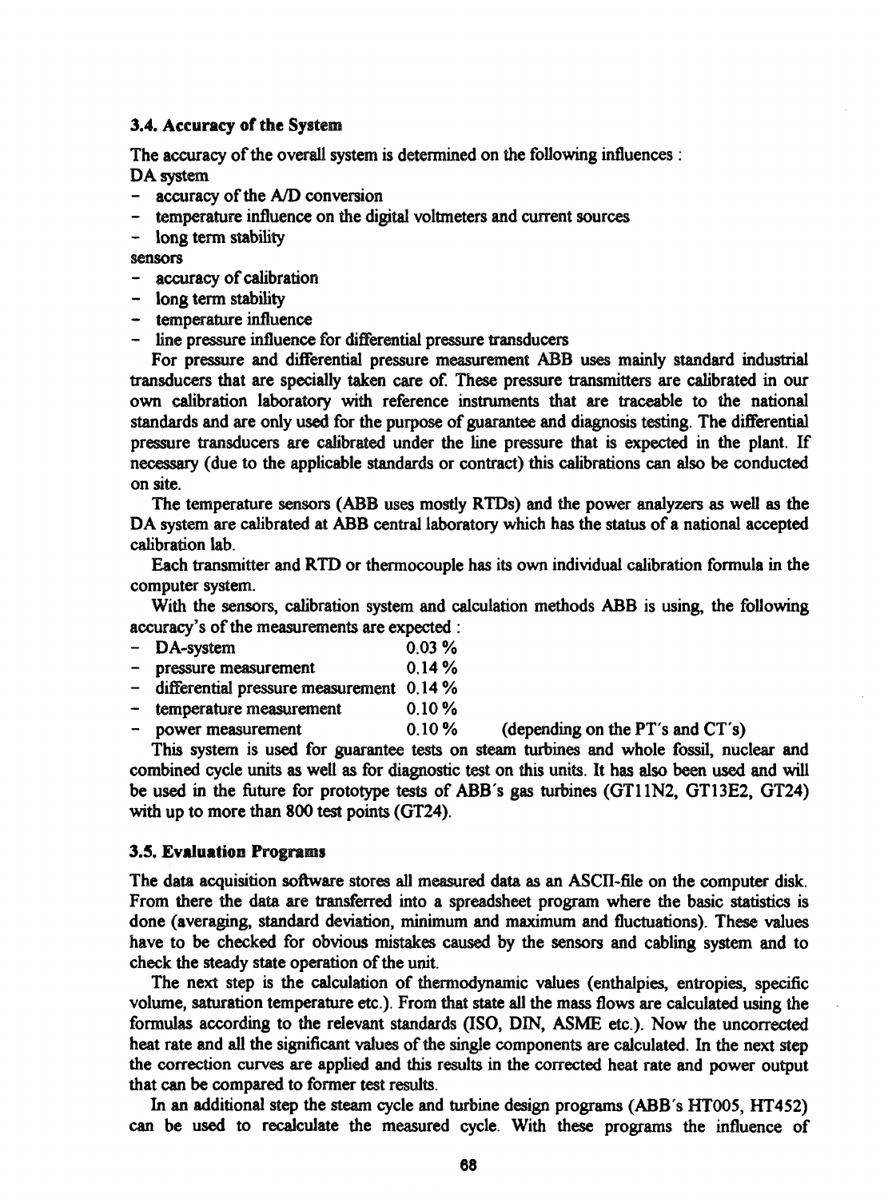### 3.4. Accuracy of the System

The accuracy of the overall system is determined on the following influences :

DA system

- accuracy of the A/D conversion
- temperature influence on the digital voltmeters and current sources
- long term stability

sensors

- accuracy of calibration
- long term stability
- temperature influence
- line pressure influence for differential pressure transducers

For pressure and differential pressure measurement ABB uses mainly standard industrial transducers that are specially taken care of. These pressure transmitters are calibrated in our own calibration laboratory with reference instruments that are traceable to the national standards and are only used for the purpose of guarantee and diagnosis testing. The differential pressure transducers are calibrated under the line pressure that is expected in the plant. If necessary (due to the applicable standards or contract) this calibrations can also be conducted on site.

The temperature sensors (ABB uses mostly RTDs) and the power analyzers as well as the DA system are calibrated at ABB central laboratory which has the status of a national accepted calibration lab.

Each transmitter and RTD or thermocouple has its own individual calibration formula in the computer system.

With the sensors, calibration system and calculation methods ABB is using, the following accuracy's of the measurements are expected :

- DA-system 0.03 %
- pressure measurement 0.14 %
- differential pressure measurement 0.14 %
- temperature measurement 0.10 %
- power measurement 0.10 % (depending on the PT's and CT's)

This system is used for guarantee tests on steam turbines and whole fossil, nuclear and combined cycle units as well as for diagnostic test on this units. It has also been used and will be used in the future for prototype tests of ABB's gas turbines (GT11N2, GT13E2, GT24) with up to more than 800 test points (GT24).

### 3.5. Evaluation Programs

The data acquisition software stores all measured data as an ASCII-file on the computer disk. From there the data are transferred into a spreadsheet program where the basic statistics is done (averaging, standard deviation, minimum and maximum and fluctuations). These values have to be checked for obvious mistakes caused by the sensors and cabling system and to check the steady state operation of the unit.

The next step is the calculation of thermodynamic values (enthalpies, entropies, specific volume, saturation temperature etc.). From that state all the mass flows are calculated using the formulas according to the relevant standards (ISO, DIN, ASME etc.). Now the uncorrected heat rate and all the significant values of the single components are calculated. In the next step the correction curves are applied and this results in the corrected heat rate and power output that can be compared to former test results.

In an additional step the steam cycle and turbine design programs (ABB's HT005, HT452) can be used to recalculate the measured cycle. With these programs the influence of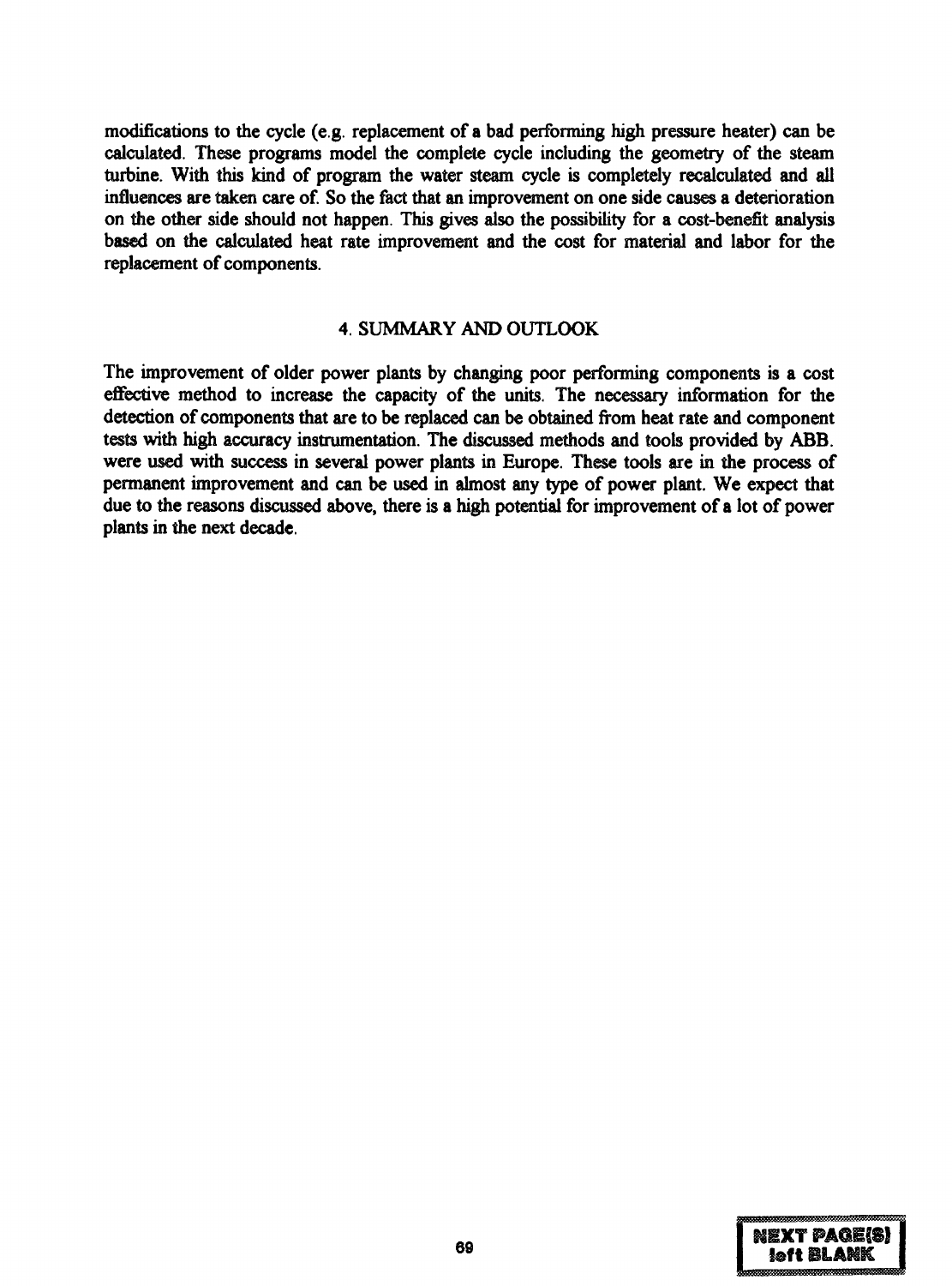modifications to the cycle (e.g. replacement of a bad performing high pressure heater) can be calculated. These programs model the complete cycle including the geometry of the steam turbine. With this kind of program the water steam cycle is completely recalculated and all influences are taken care of. So the fact that an improvement on one side causes a deterioration on the other side should not happen. This gives also the possibility for a cost-benefit analysis based on the calculated heat rate improvement and the cost for material and labor for the replacement of components.

## 4. SUMMARY AND OUTLOOK

The improvement of older power plants by changing poor performing components is a cost effective method to increase the capacity of the units. The necessary information for the detection of components that are to be replaced can be obtained from heat rate and component tests with high accuracy instrumentation. The discussed methods and tools provided by ABB. were used with success in several power plants in Europe. These tools are in the process of permanent improvement and can be used in almost any type of power plant. We expect that due to the reasons discussed above, there is a high potential for improvement of a lot of power plants in the next decade.

NEXT PAGE(S) left BLANK